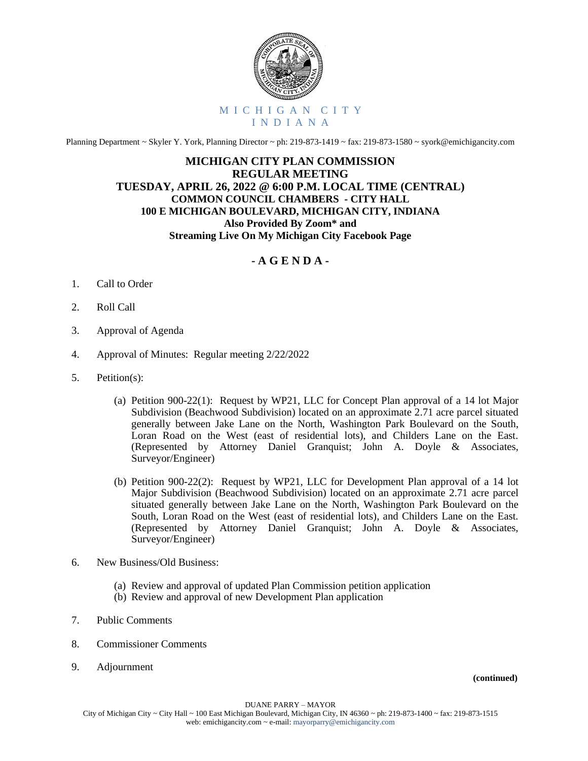MICHIGAN CITY
INDIANA

Planning Department ~ Skyler Y. York, Planning Director ~ ph: 219-873-1419 ~ fax: 219-873-1580 ~ syork@emichigancity.com

# MICHIGAN CITY PLAN COMMISSION
## REGULAR MEETING
## TUESDAY, APRIL 26, 2022 @ 6:00 P.M. LOCAL TIME (CENTRAL)
**COMMON COUNCIL CHAMBERS - CITY HALL**
**100 E MICHIGAN BOULEVARD, MICHIGAN CITY, INDIANA**
**Also Provided By Zoom* and**
**Streaming Live On My Michigan City Facebook Page**

## - A G E N D A -

1. Call to Order

2. Roll Call

3. Approval of Agenda

4. Approval of Minutes: Regular meeting 2/22/2022

5. Petition(s):

   (a) Petition 900-22(1): Request by WP21, LLC for Concept Plan approval of a 14 lot Major Subdivision (Beachwood Subdivision) located on an approximate 2.71 acre parcel situated generally between Jake Lane on the North, Washington Park Boulevard on the South, Loran Road on the West (east of residential lots), and Childers Lane on the East. (Represented by Attorney Daniel Granquist; John A. Doyle & Associates, Surveyor/Engineer)

   (b) Petition 900-22(2): Request by WP21, LLC for Development Plan approval of a 14 lot Major Subdivision (Beachwood Subdivision) located on an approximate 2.71 acre parcel situated generally between Jake Lane on the North, Washington Park Boulevard on the South, Loran Road on the West (east of residential lots), and Childers Lane on the East. (Represented by Attorney Daniel Granquist; John A. Doyle & Associates, Surveyor/Engineer)

6. New Business/Old Business:

   (a) Review and approval of updated Plan Commission petition application
   (b) Review and approval of new Development Plan application

7. Public Comments

8. Commissioner Comments

9. Adjournment

**(continued)**

DUANE PARRY – MAYOR
City of Michigan City ~ City Hall ~ 100 East Michigan Boulevard, Michigan City, IN 46360 ~ ph: 219-873-1400 ~ fax: 219-873-1515
web: emichigancity.com ~ e-mail: mayorparry@emichigancity.com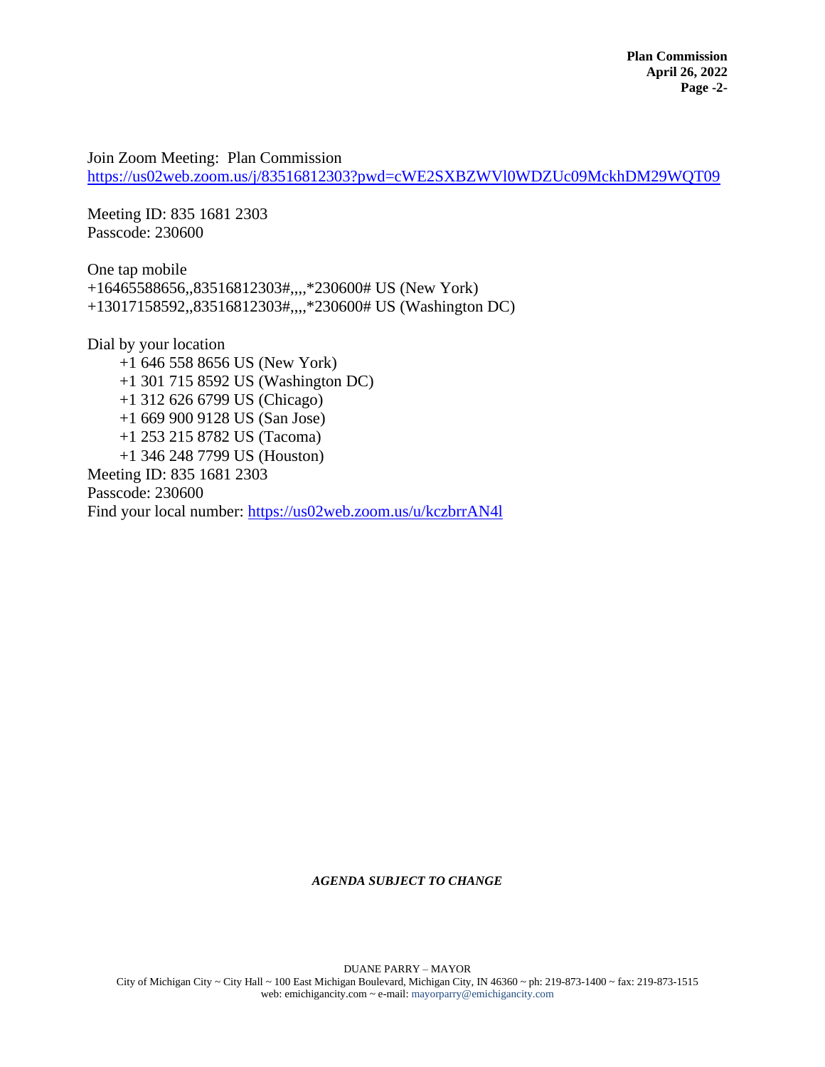Join Zoom Meeting: Plan Commission
https://us02web.zoom.us/j/83516812303?pwd=cWE2SXBZWVl0WDZUc09MckhDM29WQT09

Meeting ID: 835 1681 2303
Passcode: 230600

One tap mobile
+16465588656,,83516812303#,,,,*230600# US (New York)
+13017158592,,83516812303#,,,,*230600# US (Washington DC)

Dial by your location
- +1 646 558 8656 US (New York)
- +1 301 715 8592 US (Washington DC)
- +1 312 626 6799 US (Chicago)
- +1 669 900 9128 US (San Jose)
- +1 253 215 8782 US (Tacoma)
- +1 346 248 7799 US (Houston)

Meeting ID: 835 1681 2303
Passcode: 230600
Find your local number: https://us02web.zoom.us/u/kczbrrAN4l

***AGENDA SUBJECT TO CHANGE***

DUANE PARRY – MAYOR
City of Michigan City ~ City Hall ~ 100 East Michigan Boulevard, Michigan City, IN 46360 ~ ph: 219-873-1400 ~ fax: 219-873-1515
web: emichigancity.com ~ e-mail: mayorparry@emichigancity.com